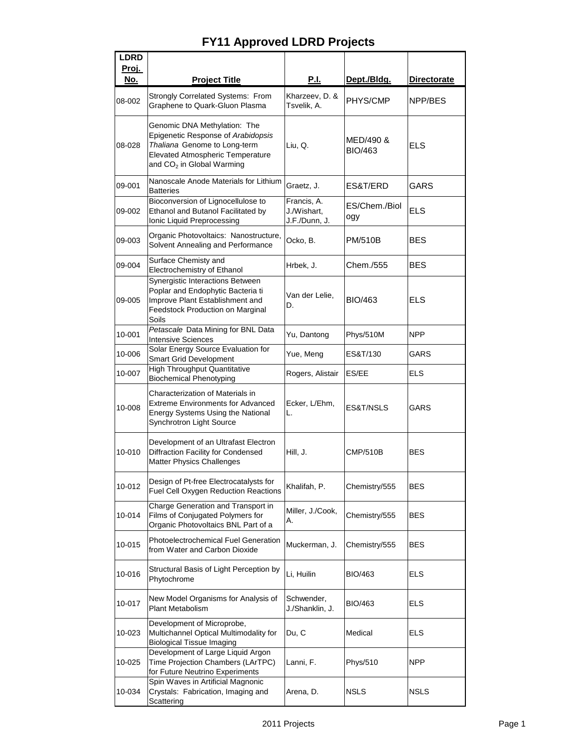# FY11 Approved LDRD Projects

| LDRD Proj. No. | Project Title | P.I. | Dept./Bldg. | Directorate |
|---|---|---|---|---|
| 08-002 | Strongly Correlated Systems: From Graphene to Quark-Gluon Plasma | Kharzeev, D. & Tsvelik, A. | PHYS/CMP | NPP/BES |
| 08-028 | Genomic DNA Methylation: The Epigenetic Response of *Arabidopsis Thaliana* Genome to Long-term Elevated Atmospheric Temperature and $CO_2$ in Global Warming | Liu, Q. | MED/490 & BIO/463 | ELS |
| 09-001 | Nanoscale Anode Materials for Lithium Batteries | Graetz, J. | ES&T/ERD | GARS |
| 09-002 | Bioconversion of Lignocellulose to Ethanol and Butanol Facilitated by Ionic Liquid Preprocessing | Francis, A. J./Wishart, J.F./Dunn, J. | ES/Chem./Biology | ELS |
| 09-003 | Organic Photovoltaics: Nanostructure, Solvent Annealing and Performance | Ocko, B. | PM/510B | BES |
| 09-004 | Surface Chemisty and Electrochemistry of Ethanol | Hrbek, J. | Chem./555 | BES |
| 09-005 | Synergistic Interactions Between Poplar and Endophytic Bacteria ti Improve Plant Establishment and Feedstock Production on Marginal Soils | Van der Lelie, D. | BIO/463 | ELS |
| 10-001 | *Petascale* Data Mining for BNL Data Intensive Sciences | Yu, Dantong | Phys/510M | NPP |
| 10-006 | Solar Energy Source Evaluation for Smart Grid Development | Yue, Meng | ES&T/130 | GARS |
| 10-007 | High Throughput Quantitative Biochemical Phenotyping | Rogers, Alistair | ES/EE | ELS |
| 10-008 | Characterization of Materials in Extreme Environments for Advanced Energy Systems Using the National Synchrotron Light Source | Ecker, L/Ehm, L. | ES&T/NSLS | GARS |
| 10-010 | Development of an Ultrafast Electron Diffraction Facility for Condensed Matter Physics Challenges | Hill, J. | CMP/510B | BES |
| 10-012 | Design of Pt-free Electrocatalysts for Fuel Cell Oxygen Reduction Reactions | Khalifah, P. | Chemistry/555 | BES |
| 10-014 | Charge Generation and Transport in Films of Conjugated Polymers for Organic Photovoltaics BNL Part of a | Miller, J./Cook, A. | Chemistry/555 | BES |
| 10-015 | Photoelectrochemical Fuel Generation from Water and Carbon Dioxide | Muckerman, J. | Chemistry/555 | BES |
| 10-016 | Structural Basis of Light Perception by Phytochrome | Li, Huilin | BIO/463 | ELS |
| 10-017 | New Model Organisms for Analysis of Plant Metabolism | Schwender, J./Shanklin, J. | BIO/463 | ELS |
| 10-023 | Development of Microprobe, Multichannel Optical Multimodality for Biological Tissue Imaging | Du, C | Medical | ELS |
| 10-025 | Development of Large Liquid Argon Time Projection Chambers (LArTPC) for Future Neutrino Experiments | Lanni, F. | Phys/510 | NPP |
| 10-034 | Spin Waves in Artificial Magnonic Crystals: Fabrication, Imaging and Scattering | Arena, D. | NSLS | NSLS |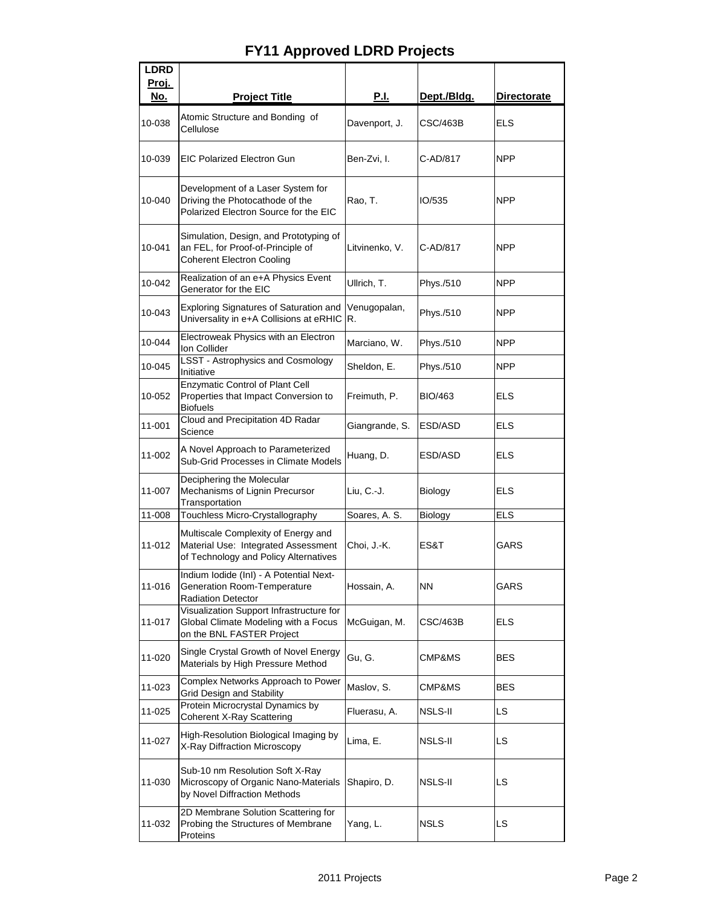# FY11 Approved LDRD Projects

| LDRD Proj. No. | Project Title | P.I. | Dept./Bldg. | Directorate |
|---|---|---|---|---|
| 10-038 | Atomic Structure and Bonding of Cellulose | Davenport, J. | CSC/463B | ELS |
| 10-039 | EIC Polarized Electron Gun | Ben-Zvi, I. | C-AD/817 | NPP |
| 10-040 | Development of a Laser System for Driving the Photocathode of the Polarized Electron Source for the EIC | Rao, T. | IO/535 | NPP |
| 10-041 | Simulation, Design, and Prototyping of an FEL, for Proof-of-Principle of Coherent Electron Cooling | Litvinenko, V. | C-AD/817 | NPP |
| 10-042 | Realization of an e+A Physics Event Generator for the EIC | Ullrich, T. | Phys./510 | NPP |
| 10-043 | Exploring Signatures of Saturation and Universality in e+A Collisions at eRHIC | Venugopalan, R. | Phys./510 | NPP |
| 10-044 | Electroweak Physics with an Electron Ion Collider | Marciano, W. | Phys./510 | NPP |
| 10-045 | LSST - Astrophysics and Cosmology Initiative | Sheldon, E. | Phys./510 | NPP |
| 10-052 | Enzymatic Control of Plant Cell Properties that Impact Conversion to Biofuels | Freimuth, P. | BIO/463 | ELS |
| 11-001 | Cloud and Precipitation 4D Radar Science | Giangrande, S. | ESD/ASD | ELS |
| 11-002 | A Novel Approach to Parameterized Sub-Grid Processes in Climate Models | Huang, D. | ESD/ASD | ELS |
| 11-007 | Deciphering the Molecular Mechanisms of Lignin Precursor Transportation | Liu, C.-J. | Biology | ELS |
| 11-008 | Touchless Micro-Crystallography | Soares, A. S. | Biology | ELS |
| 11-012 | Multiscale Complexity of Energy and Material Use: Integrated Assessment of Technology and Policy Alternatives | Choi, J.-K. | ES&T | GARS |
| 11-016 | Indium Iodide (InI) - A Potential Next-Generation Room-Temperature Radiation Detector | Hossain, A. | NN | GARS |
| 11-017 | Visualization Support Infrastructure for Global Climate Modeling with a Focus on the BNL FASTER Project | McGuigan, M. | CSC/463B | ELS |
| 11-020 | Single Crystal Growth of Novel Energy Materials by High Pressure Method | Gu, G. | CMP&MS | BES |
| 11-023 | Complex Networks Approach to Power Grid Design and Stability | Maslov, S. | CMP&MS | BES |
| 11-025 | Protein Microcrystal Dynamics by Coherent X-Ray Scattering | Fluerasu, A. | NSLS-II | LS |
| 11-027 | High-Resolution Biological Imaging by X-Ray Diffraction Microscopy | Lima, E. | NSLS-II | LS |
| 11-030 | Sub-10 nm Resolution Soft X-Ray Microscopy of Organic Nano-Materials by Novel Diffraction Methods | Shapiro, D. | NSLS-II | LS |
| 11-032 | 2D Membrane Solution Scattering for Probing the Structures of Membrane Proteins | Yang, L. | NSLS | LS |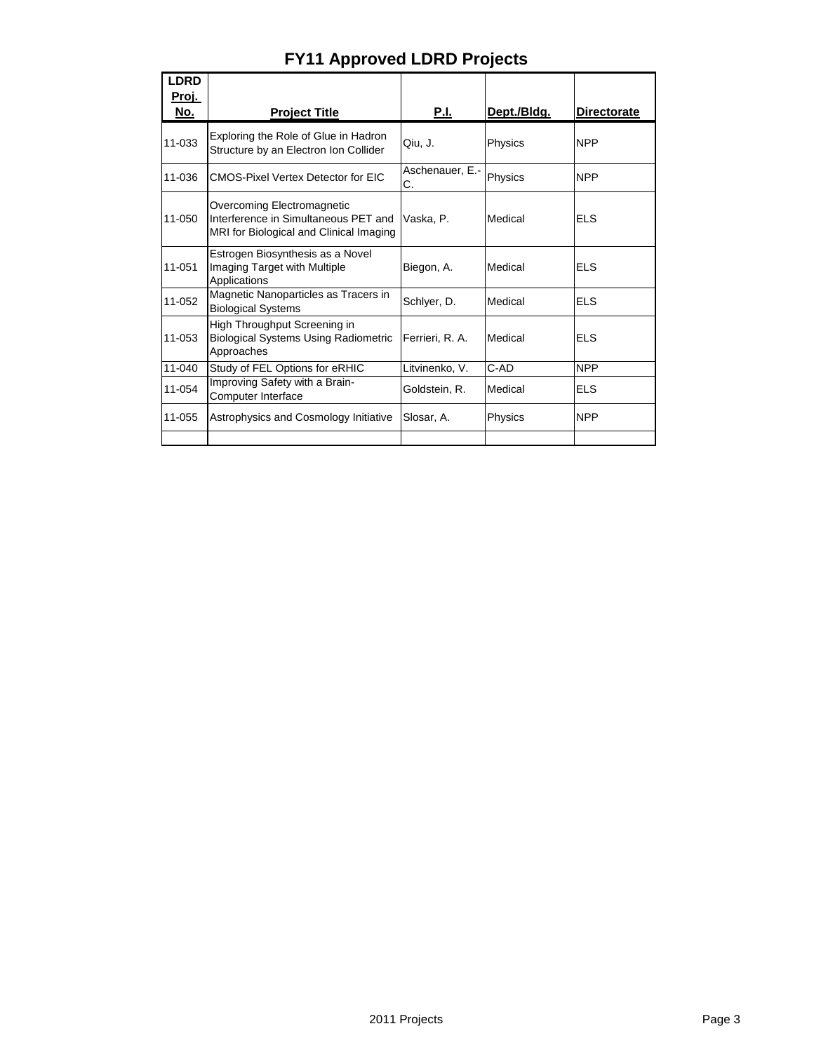# FY11 Approved LDRD Projects

| LDRD Proj. No. | Project Title | P.I. | Dept./Bldg. | Directorate |
|---|---|---|---|---|
| 11-033 | Exploring the Role of Glue in Hadron Structure by an Electron Ion Collider | Qiu, J. | Physics | NPP |
| 11-036 | CMOS-Pixel Vertex Detector for EIC | Aschenauer, E.-C. | Physics | NPP |
| 11-050 | Overcoming Electromagnetic Interference in Simultaneous PET and MRI for Biological and Clinical Imaging | Vaska, P. | Medical | ELS |
| 11-051 | Estrogen Biosynthesis as a Novel Imaging Target with Multiple Applications | Biegon, A. | Medical | ELS |
| 11-052 | Magnetic Nanoparticles as Tracers in Biological Systems | Schlyer, D. | Medical | ELS |
| 11-053 | High Throughput Screening in Biological Systems Using Radiometric Approaches | Ferrieri, R. A. | Medical | ELS |
| 11-040 | Study of FEL Options for eRHIC | Litvinenko, V. | C-AD | NPP |
| 11-054 | Improving Safety with a Brain-Computer Interface | Goldstein, R. | Medical | ELS |
| 11-055 | Astrophysics and Cosmology Initiative | Slosar, A. | Physics | NPP |
| | | | | |